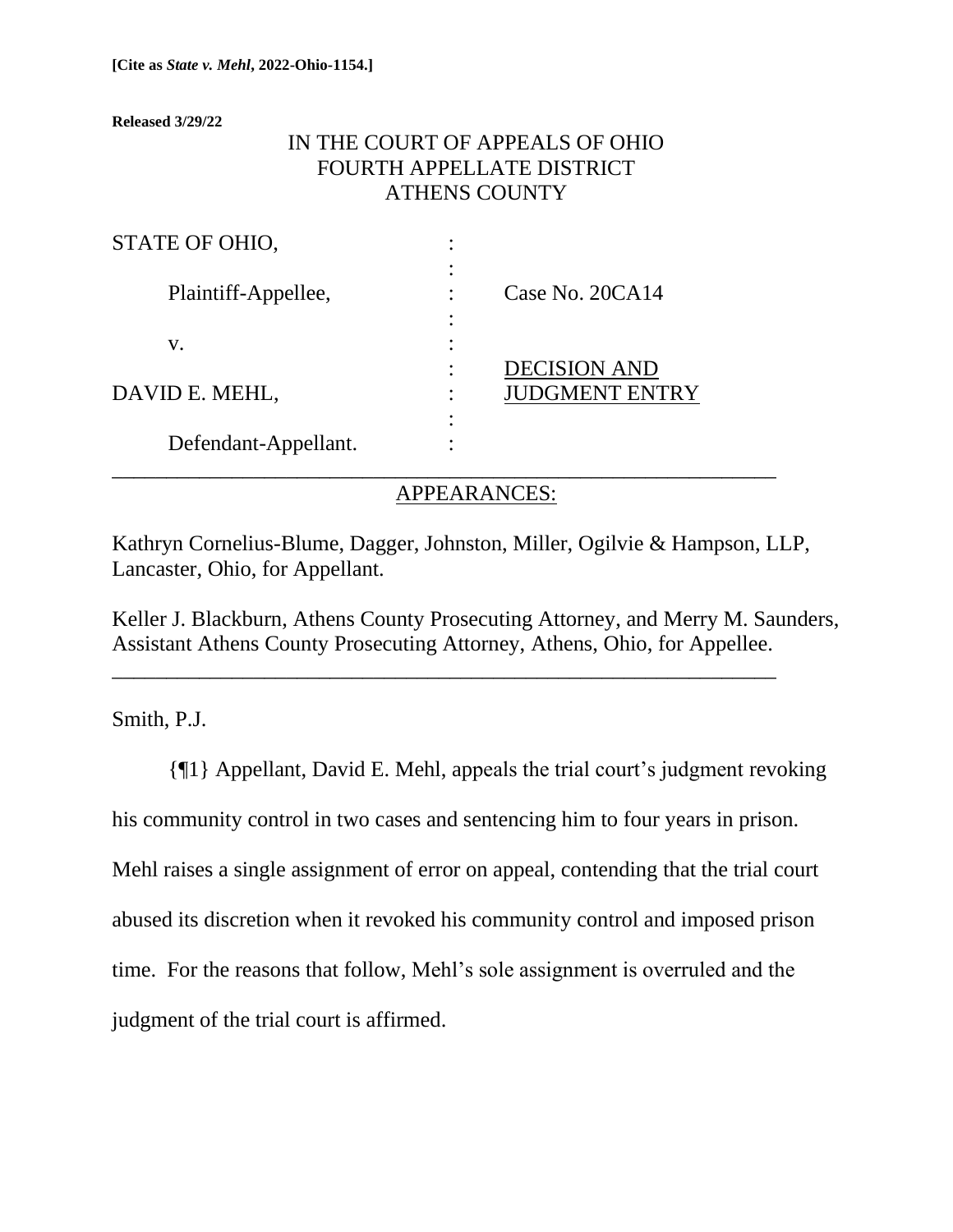**[Cite as *State v. Mehl*, 2022-Ohio-1154.]**

**Released 3/29/22**

IN THE COURT OF APPEALS OF OHIO
FOURTH APPELLATE DISTRICT
ATHENS COUNTY

| | | |
|---|---|---|
| STATE OF OHIO, | : | |
| Plaintiff-Appellee, | : | Case No. 20CA14 |
| v. | : | |
| | : | DECISION AND |
| DAVID E. MEHL, | : | JUDGMENT ENTRY |
| Defendant-Appellant. | : | |

APPEARANCES:

Kathryn Cornelius-Blume, Dagger, Johnston, Miller, Ogilvie & Hampson, LLP, Lancaster, Ohio, for Appellant.

Keller J. Blackburn, Athens County Prosecuting Attorney, and Merry M. Saunders, Assistant Athens County Prosecuting Attorney, Athens, Ohio, for Appellee.

Smith, P.J.

{¶1} Appellant, David E. Mehl, appeals the trial court's judgment revoking his community control in two cases and sentencing him to four years in prison. Mehl raises a single assignment of error on appeal, contending that the trial court abused its discretion when it revoked his community control and imposed prison time. For the reasons that follow, Mehl's sole assignment is overruled and the judgment of the trial court is affirmed.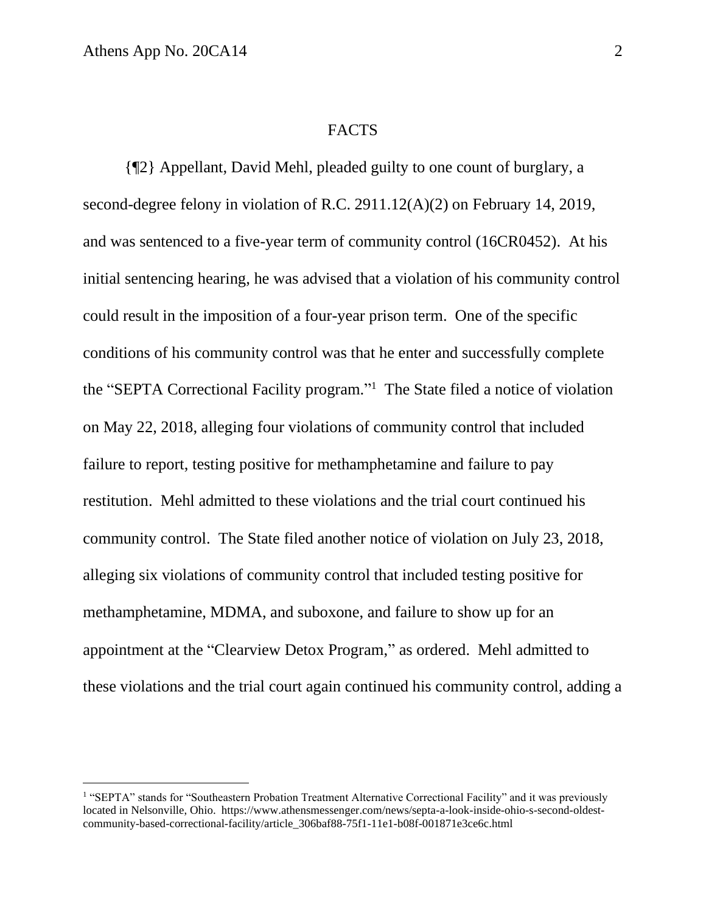## FACTS

{¶2} Appellant, David Mehl, pleaded guilty to one count of burglary, a second-degree felony in violation of R.C. 2911.12(A)(2) on February 14, 2019, and was sentenced to a five-year term of community control (16CR0452). At his initial sentencing hearing, he was advised that a violation of his community control could result in the imposition of a four-year prison term. One of the specific conditions of his community control was that he enter and successfully complete the "SEPTA Correctional Facility program."[1] The State filed a notice of violation on May 22, 2018, alleging four violations of community control that included failure to report, testing positive for methamphetamine and failure to pay restitution. Mehl admitted to these violations and the trial court continued his community control. The State filed another notice of violation on July 23, 2018, alleging six violations of community control that included testing positive for methamphetamine, MDMA, and suboxone, and failure to show up for an appointment at the "Clearview Detox Program," as ordered. Mehl admitted to these violations and the trial court again continued his community control, adding a

---

[1] "SEPTA" stands for "Southeastern Probation Treatment Alternative Correctional Facility" and it was previously located in Nelsonville, Ohio. https://www.athensmessenger.com/news/septa-a-look-inside-ohio-s-second-oldest-community-based-correctional-facility/article_306baf88-75f1-11e1-b08f-001871e3ce6c.html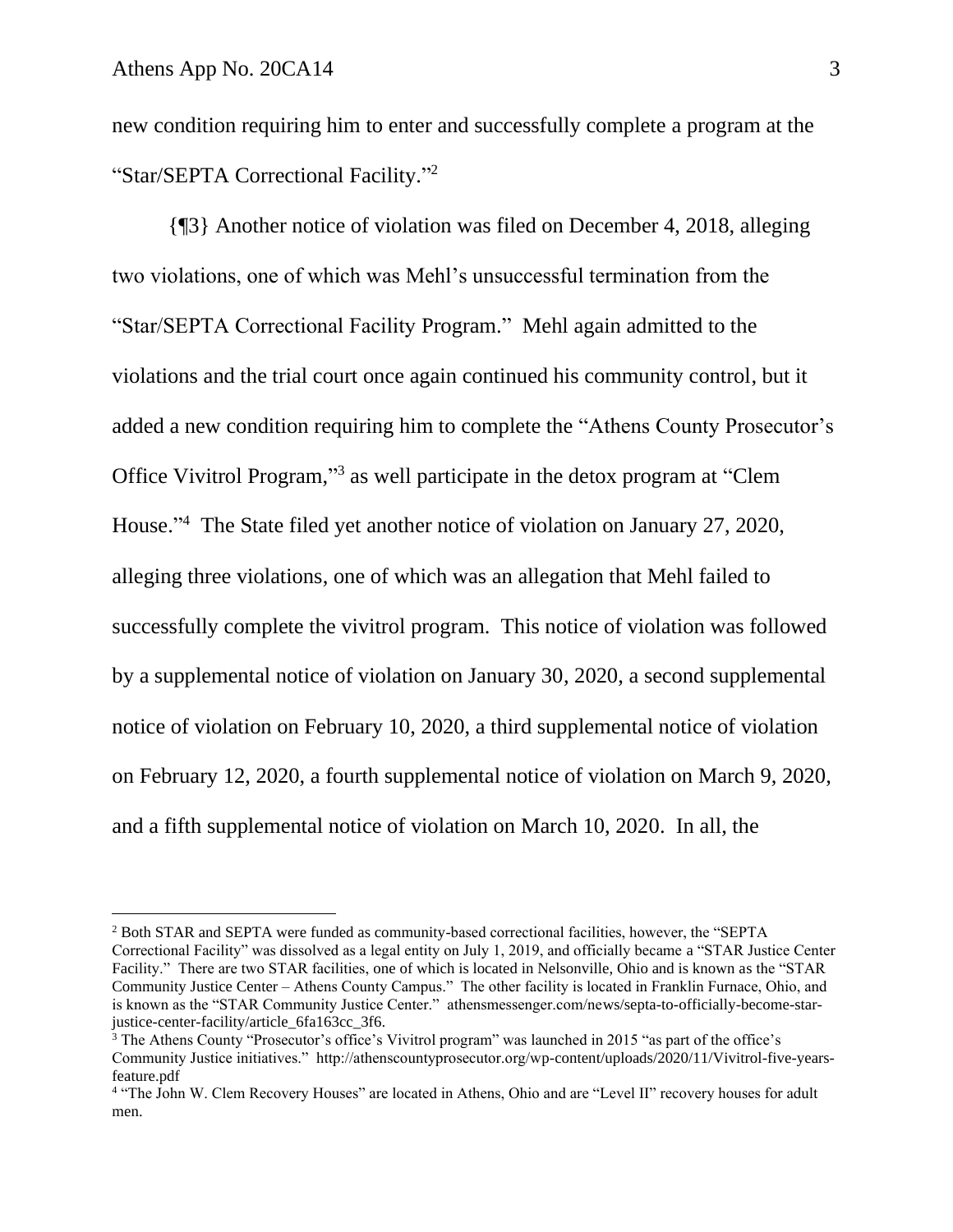new condition requiring him to enter and successfully complete a program at the "Star/SEPTA Correctional Facility."[2]

{¶3} Another notice of violation was filed on December 4, 2018, alleging two violations, one of which was Mehl's unsuccessful termination from the "Star/SEPTA Correctional Facility Program." Mehl again admitted to the violations and the trial court once again continued his community control, but it added a new condition requiring him to complete the "Athens County Prosecutor's Office Vivitrol Program,"[3] as well participate in the detox program at "Clem House."[4] The State filed yet another notice of violation on January 27, 2020, alleging three violations, one of which was an allegation that Mehl failed to successfully complete the vivitrol program. This notice of violation was followed by a supplemental notice of violation on January 30, 2020, a second supplemental notice of violation on February 10, 2020, a third supplemental notice of violation on February 12, 2020, a fourth supplemental notice of violation on March 9, 2020, and a fifth supplemental notice of violation on March 10, 2020. In all, the

---

[2] Both STAR and SEPTA were funded as community-based correctional facilities, however, the "SEPTA Correctional Facility" was dissolved as a legal entity on July 1, 2019, and officially became a "STAR Justice Center Facility." There are two STAR facilities, one of which is located in Nelsonville, Ohio and is known as the "STAR Community Justice Center – Athens County Campus." The other facility is located in Franklin Furnace, Ohio, and is known as the "STAR Community Justice Center." athensmessenger.com/news/septa-to-officially-become-star-justice-center-facility/article_6fa163cc_3f6.

[3] The Athens County "Prosecutor's office's Vivitrol program" was launched in 2015 "as part of the office's Community Justice initiatives." http://athenscountyprosecutor.org/wp-content/uploads/2020/11/Vivitrol-five-years-feature.pdf

[4] "The John W. Clem Recovery Houses" are located in Athens, Ohio and are "Level II" recovery houses for adult men.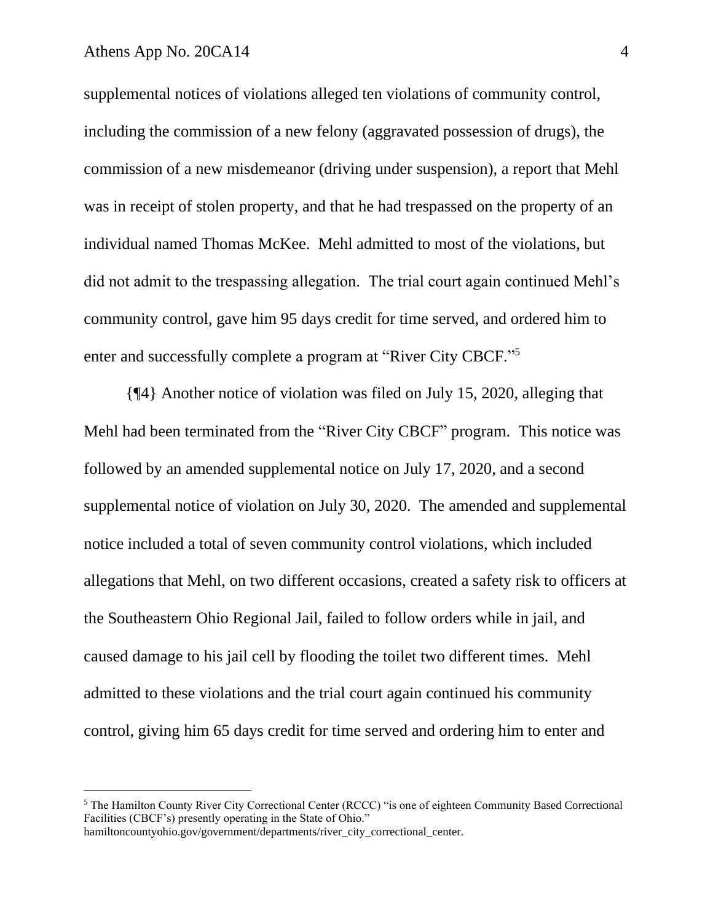supplemental notices of violations alleged ten violations of community control, including the commission of a new felony (aggravated possession of drugs), the commission of a new misdemeanor (driving under suspension), a report that Mehl was in receipt of stolen property, and that he had trespassed on the property of an individual named Thomas McKee. Mehl admitted to most of the violations, but did not admit to the trespassing allegation. The trial court again continued Mehl's community control, gave him 95 days credit for time served, and ordered him to enter and successfully complete a program at "River City CBCF."[5]

{¶4} Another notice of violation was filed on July 15, 2020, alleging that Mehl had been terminated from the "River City CBCF" program. This notice was followed by an amended supplemental notice on July 17, 2020, and a second supplemental notice of violation on July 30, 2020. The amended and supplemental notice included a total of seven community control violations, which included allegations that Mehl, on two different occasions, created a safety risk to officers at the Southeastern Ohio Regional Jail, failed to follow orders while in jail, and caused damage to his jail cell by flooding the toilet two different times. Mehl admitted to these violations and the trial court again continued his community control, giving him 65 days credit for time served and ordering him to enter and

---

[5] The Hamilton County River City Correctional Center (RCCC) "is one of eighteen Community Based Correctional Facilities (CBCF's) presently operating in the State of Ohio." hamiltoncountyohio.gov/government/departments/river_city_correctional_center.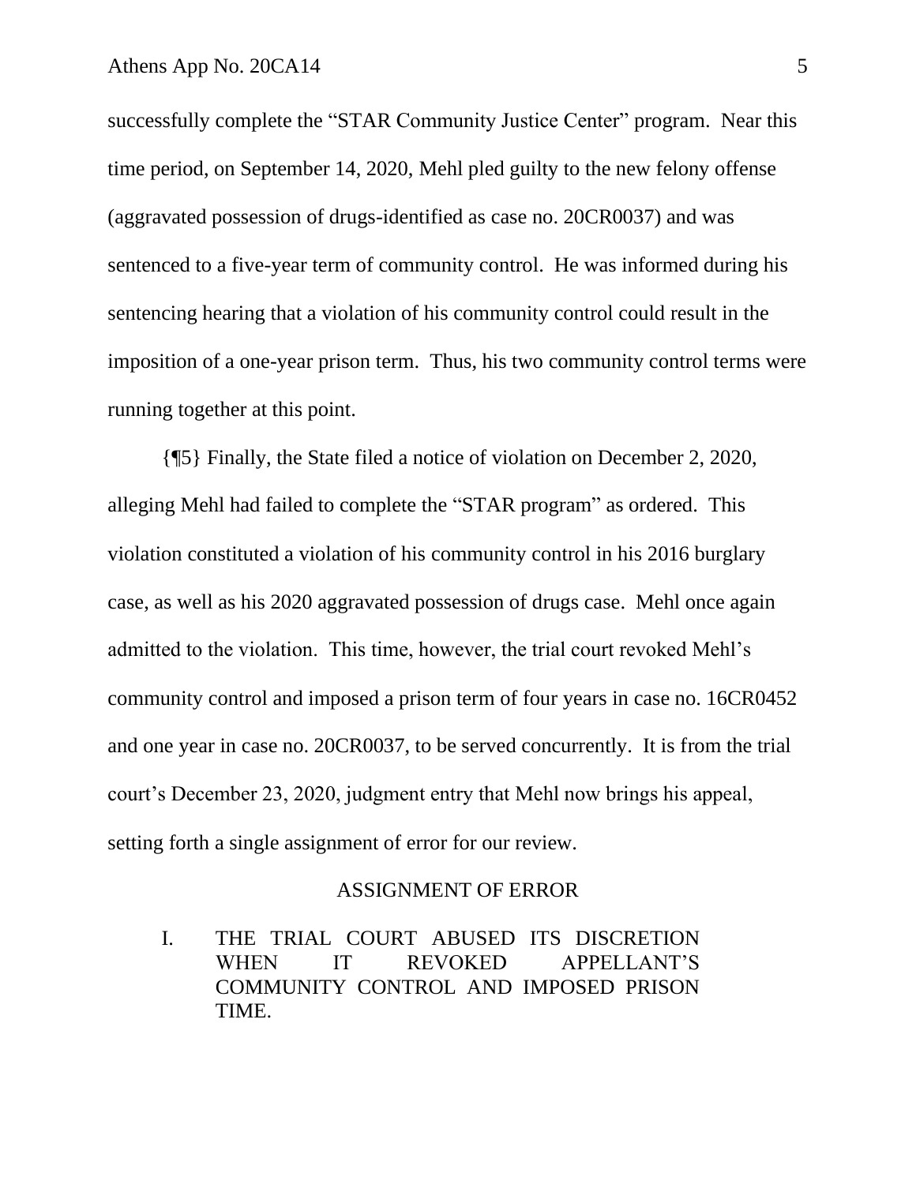successfully complete the "STAR Community Justice Center" program. Near this time period, on September 14, 2020, Mehl pled guilty to the new felony offense (aggravated possession of drugs-identified as case no. 20CR0037) and was sentenced to a five-year term of community control. He was informed during his sentencing hearing that a violation of his community control could result in the imposition of a one-year prison term. Thus, his two community control terms were running together at this point.

{¶5} Finally, the State filed a notice of violation on December 2, 2020, alleging Mehl had failed to complete the "STAR program" as ordered. This violation constituted a violation of his community control in his 2016 burglary case, as well as his 2020 aggravated possession of drugs case. Mehl once again admitted to the violation. This time, however, the trial court revoked Mehl's community control and imposed a prison term of four years in case no. 16CR0452 and one year in case no. 20CR0037, to be served concurrently. It is from the trial court's December 23, 2020, judgment entry that Mehl now brings his appeal, setting forth a single assignment of error for our review.

## ASSIGNMENT OF ERROR

I. THE TRIAL COURT ABUSED ITS DISCRETION WHEN IT REVOKED APPELLANT'S COMMUNITY CONTROL AND IMPOSED PRISON TIME.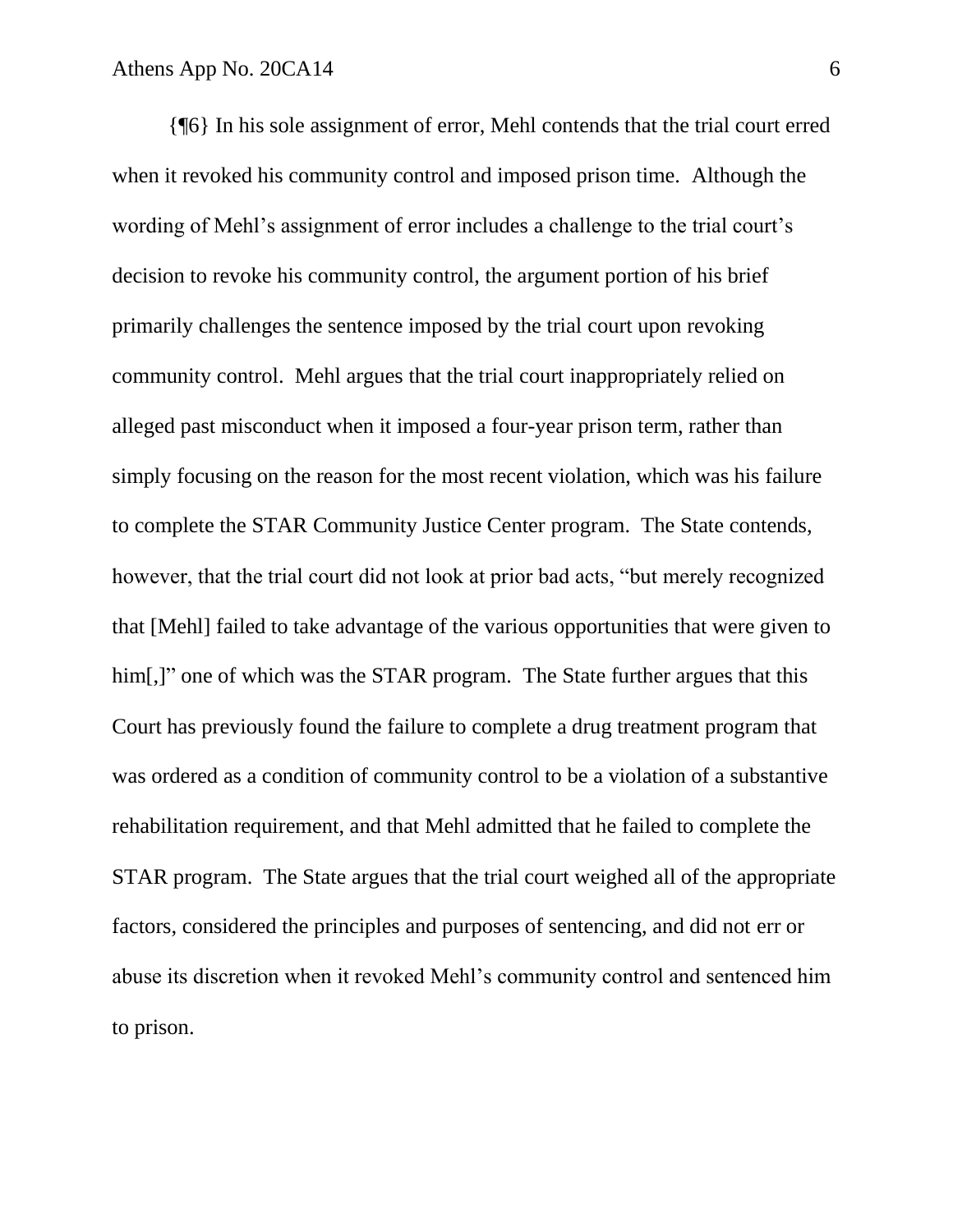{¶6} In his sole assignment of error, Mehl contends that the trial court erred when it revoked his community control and imposed prison time. Although the wording of Mehl's assignment of error includes a challenge to the trial court's decision to revoke his community control, the argument portion of his brief primarily challenges the sentence imposed by the trial court upon revoking community control. Mehl argues that the trial court inappropriately relied on alleged past misconduct when it imposed a four-year prison term, rather than simply focusing on the reason for the most recent violation, which was his failure to complete the STAR Community Justice Center program. The State contends, however, that the trial court did not look at prior bad acts, "but merely recognized that [Mehl] failed to take advantage of the various opportunities that were given to him[,]" one of which was the STAR program. The State further argues that this Court has previously found the failure to complete a drug treatment program that was ordered as a condition of community control to be a violation of a substantive rehabilitation requirement, and that Mehl admitted that he failed to complete the STAR program. The State argues that the trial court weighed all of the appropriate factors, considered the principles and purposes of sentencing, and did not err or abuse its discretion when it revoked Mehl's community control and sentenced him to prison.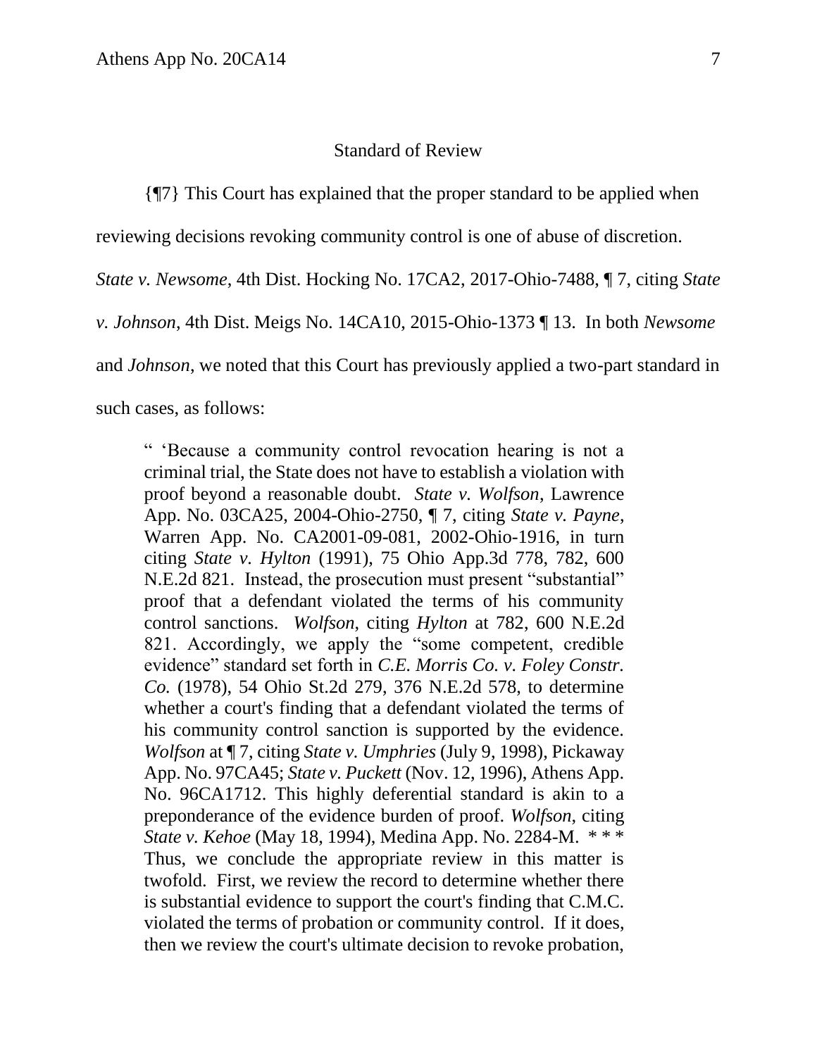### Standard of Review

{¶7} This Court has explained that the proper standard to be applied when reviewing decisions revoking community control is one of abuse of discretion. *State v. Newsome*, 4th Dist. Hocking No. 17CA2, 2017-Ohio-7488, ¶ 7, citing *State v. Johnson*, 4th Dist. Meigs No. 14CA10, 2015-Ohio-1373 ¶ 13. In both *Newsome* and *Johnson*, we noted that this Court has previously applied a two-part standard in such cases, as follows:

> " 'Because a community control revocation hearing is not a criminal trial, the State does not have to establish a violation with proof beyond a reasonable doubt. *State v. Wolfson*, Lawrence App. No. 03CA25, 2004-Ohio-2750, ¶ 7, citing *State v. Payne*, Warren App. No. CA2001-09-081, 2002-Ohio-1916, in turn citing *State v. Hylton* (1991), 75 Ohio App.3d 778, 782, 600 N.E.2d 821. Instead, the prosecution must present "substantial" proof that a defendant violated the terms of his community control sanctions. *Wolfson*, citing *Hylton* at 782, 600 N.E.2d 821. Accordingly, we apply the "some competent, credible evidence" standard set forth in *C.E. Morris Co. v. Foley Constr. Co.* (1978), 54 Ohio St.2d 279, 376 N.E.2d 578, to determine whether a court's finding that a defendant violated the terms of his community control sanction is supported by the evidence. *Wolfson* at ¶ 7, citing *State v. Umphries* (July 9, 1998), Pickaway App. No. 97CA45; *State v. Puckett* (Nov. 12, 1996), Athens App. No. 96CA1712. This highly deferential standard is akin to a preponderance of the evidence burden of proof. *Wolfson*, citing *State v. Kehoe* (May 18, 1994), Medina App. No. 2284-M. * * * Thus, we conclude the appropriate review in this matter is twofold. First, we review the record to determine whether there is substantial evidence to support the court's finding that C.M.C. violated the terms of probation or community control. If it does, then we review the court's ultimate decision to revoke probation,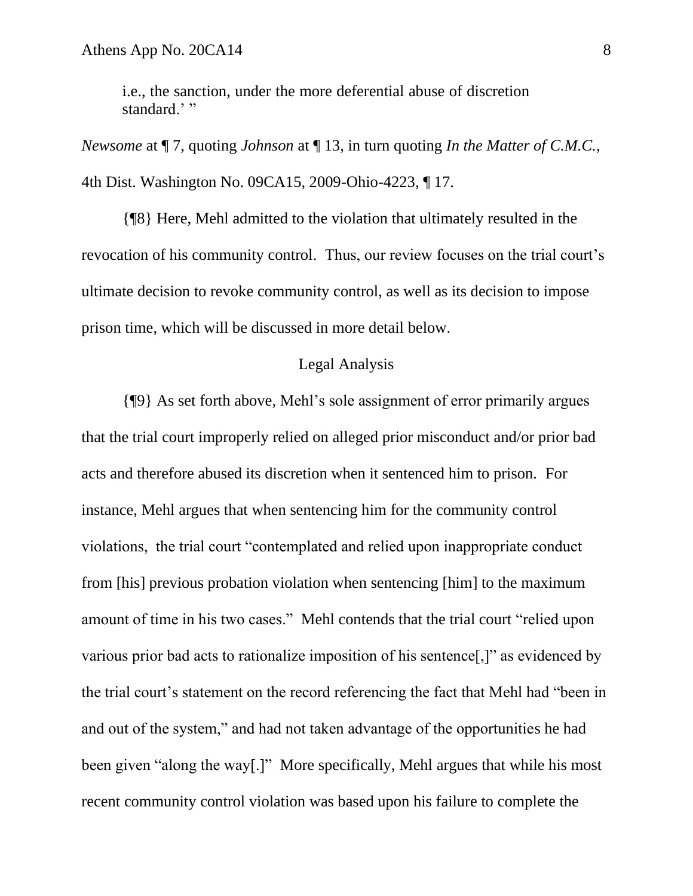i.e., the sanction, under the more deferential abuse of discretion standard.' "

*Newsome* at ¶ 7, quoting *Johnson* at ¶ 13, in turn quoting *In the Matter of C.M.C.*, 4th Dist. Washington No. 09CA15, 2009-Ohio-4223, ¶ 17.

{¶8} Here, Mehl admitted to the violation that ultimately resulted in the revocation of his community control. Thus, our review focuses on the trial court's ultimate decision to revoke community control, as well as its decision to impose prison time, which will be discussed in more detail below.

## Legal Analysis

{¶9} As set forth above, Mehl's sole assignment of error primarily argues that the trial court improperly relied on alleged prior misconduct and/or prior bad acts and therefore abused its discretion when it sentenced him to prison. For instance, Mehl argues that when sentencing him for the community control violations, the trial court "contemplated and relied upon inappropriate conduct from [his] previous probation violation when sentencing [him] to the maximum amount of time in his two cases." Mehl contends that the trial court "relied upon various prior bad acts to rationalize imposition of his sentence[,]" as evidenced by the trial court's statement on the record referencing the fact that Mehl had "been in and out of the system," and had not taken advantage of the opportunities he had been given "along the way[.]" More specifically, Mehl argues that while his most recent community control violation was based upon his failure to complete the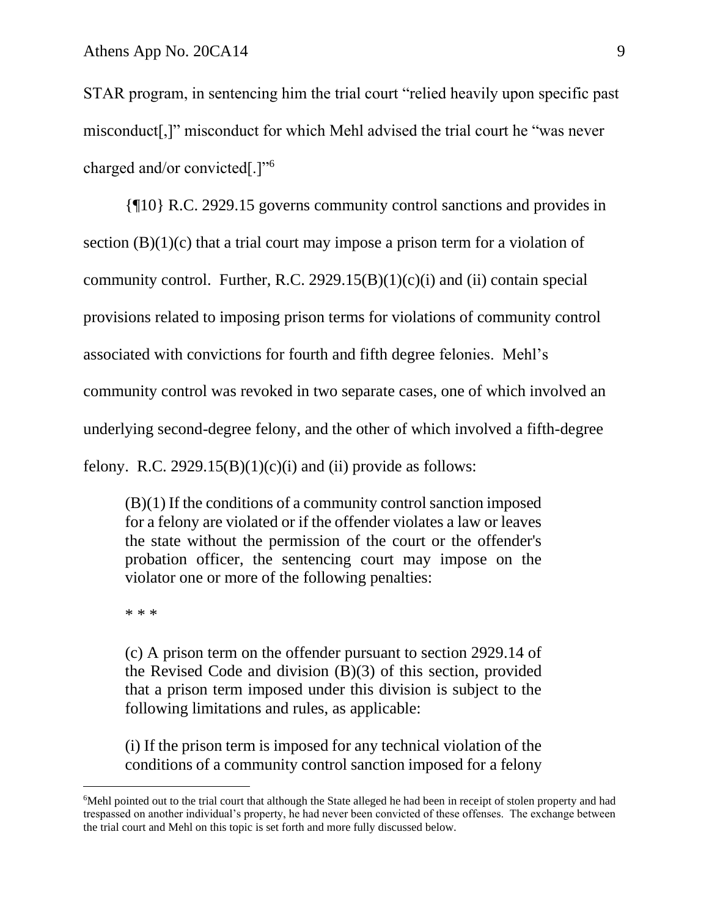STAR program, in sentencing him the trial court "relied heavily upon specific past misconduct[,]" misconduct for which Mehl advised the trial court he "was never charged and/or convicted[.]"[6]

{¶10} R.C. 2929.15 governs community control sanctions and provides in section (B)(1)(c) that a trial court may impose a prison term for a violation of community control. Further, R.C. 2929.15(B)(1)(c)(i) and (ii) contain special provisions related to imposing prison terms for violations of community control associated with convictions for fourth and fifth degree felonies. Mehl's community control was revoked in two separate cases, one of which involved an underlying second-degree felony, and the other of which involved a fifth-degree felony. R.C. 2929.15(B)(1)(c)(i) and (ii) provide as follows:

> (B)(1) If the conditions of a community control sanction imposed for a felony are violated or if the offender violates a law or leaves the state without the permission of the court or the offender's probation officer, the sentencing court may impose on the violator one or more of the following penalties:
>
> * * *
>
> (c) A prison term on the offender pursuant to section 2929.14 of the Revised Code and division (B)(3) of this section, provided that a prison term imposed under this division is subject to the following limitations and rules, as applicable:
>
> (i) If the prison term is imposed for any technical violation of the conditions of a community control sanction imposed for a felony

[6] Mehl pointed out to the trial court that although the State alleged he had been in receipt of stolen property and had trespassed on another individual's property, he had never been convicted of these offenses. The exchange between the trial court and Mehl on this topic is set forth and more fully discussed below.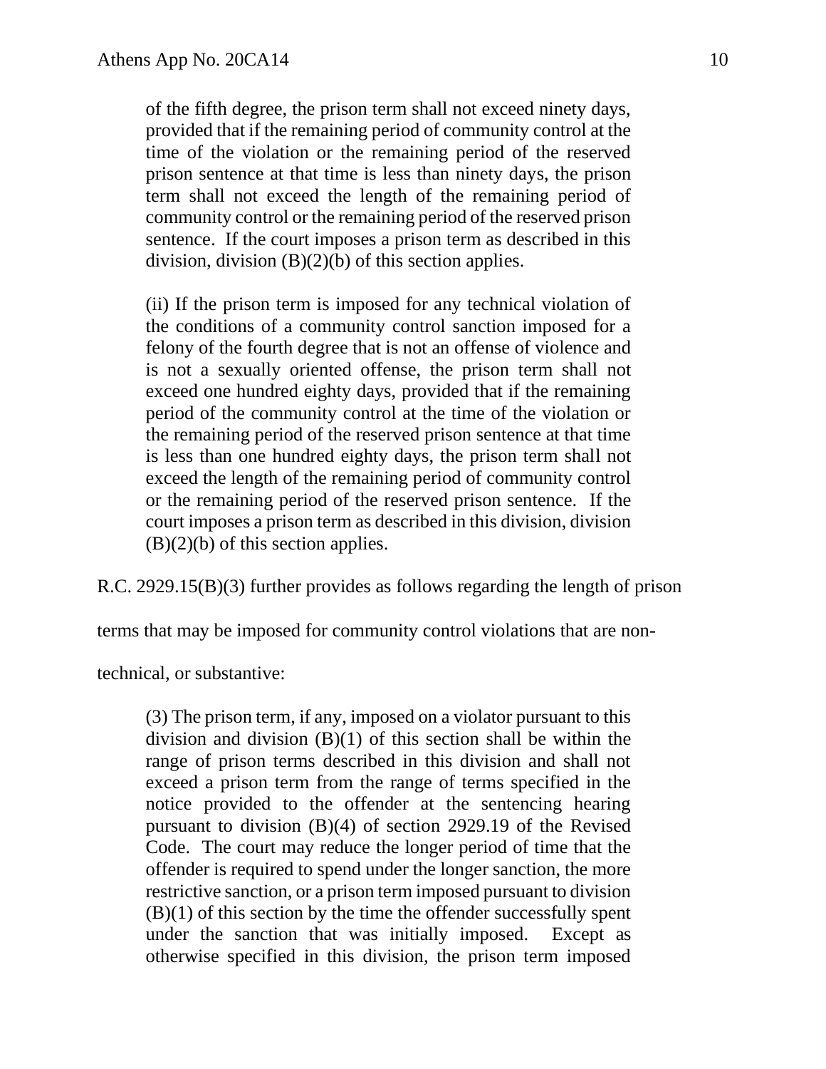> of the fifth degree, the prison term shall not exceed ninety days, provided that if the remaining period of community control at the time of the violation or the remaining period of the reserved prison sentence at that time is less than ninety days, the prison term shall not exceed the length of the remaining period of community control or the remaining period of the reserved prison sentence. If the court imposes a prison term as described in this division, division (B)(2)(b) of this section applies.
>
> (ii) If the prison term is imposed for any technical violation of the conditions of a community control sanction imposed for a felony of the fourth degree that is not an offense of violence and is not a sexually oriented offense, the prison term shall not exceed one hundred eighty days, provided that if the remaining period of the community control at the time of the violation or the remaining period of the reserved prison sentence at that time is less than one hundred eighty days, the prison term shall not exceed the length of the remaining period of community control or the remaining period of the reserved prison sentence. If the court imposes a prison term as described in this division, division (B)(2)(b) of this section applies.

R.C. 2929.15(B)(3) further provides as follows regarding the length of prison terms that may be imposed for community control violations that are non-technical, or substantive:

> (3) The prison term, if any, imposed on a violator pursuant to this division and division (B)(1) of this section shall be within the range of prison terms described in this division and shall not exceed a prison term from the range of terms specified in the notice provided to the offender at the sentencing hearing pursuant to division (B)(4) of section 2929.19 of the Revised Code. The court may reduce the longer period of time that the offender is required to spend under the longer sanction, the more restrictive sanction, or a prison term imposed pursuant to division (B)(1) of this section by the time the offender successfully spent under the sanction that was initially imposed. Except as otherwise specified in this division, the prison term imposed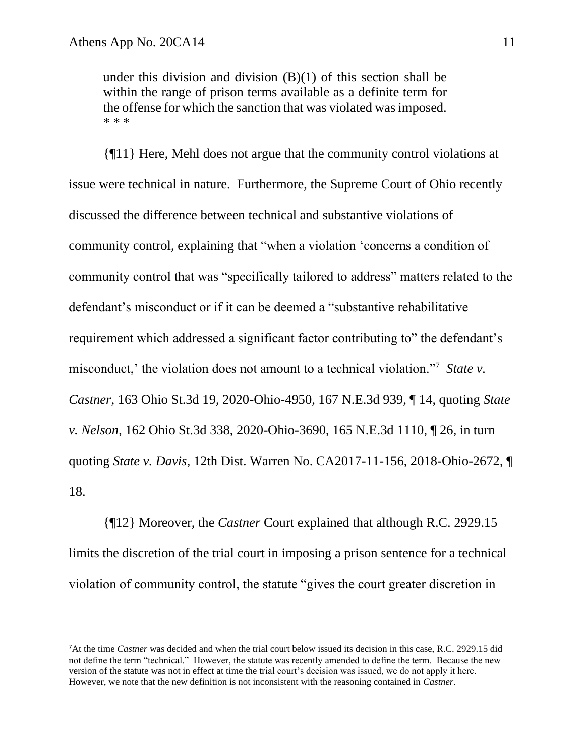under this division and division (B)(1) of this section shall be within the range of prison terms available as a definite term for the offense for which the sanction that was violated was imposed. * * *

{¶11} Here, Mehl does not argue that the community control violations at issue were technical in nature. Furthermore, the Supreme Court of Ohio recently discussed the difference between technical and substantive violations of community control, explaining that "when a violation 'concerns a condition of community control that was "specifically tailored to address" matters related to the defendant's misconduct or if it can be deemed a "substantive rehabilitative requirement which addressed a significant factor contributing to" the defendant's misconduct,' the violation does not amount to a technical violation."[7] *State v. Castner*, 163 Ohio St.3d 19, 2020-Ohio-4950, 167 N.E.3d 939, ¶ 14, quoting *State v. Nelson*, 162 Ohio St.3d 338, 2020-Ohio-3690, 165 N.E.3d 1110, ¶ 26, in turn quoting *State v. Davis*, 12th Dist. Warren No. CA2017-11-156, 2018-Ohio-2672, ¶ 18.

{¶12} Moreover, the *Castner* Court explained that although R.C. 2929.15 limits the discretion of the trial court in imposing a prison sentence for a technical violation of community control, the statute "gives the court greater discretion in

---

[7] At the time *Castner* was decided and when the trial court below issued its decision in this case, R.C. 2929.15 did not define the term "technical." However, the statute was recently amended to define the term. Because the new version of the statute was not in effect at time the trial court's decision was issued, we do not apply it here. However, we note that the new definition is not inconsistent with the reasoning contained in *Castner*.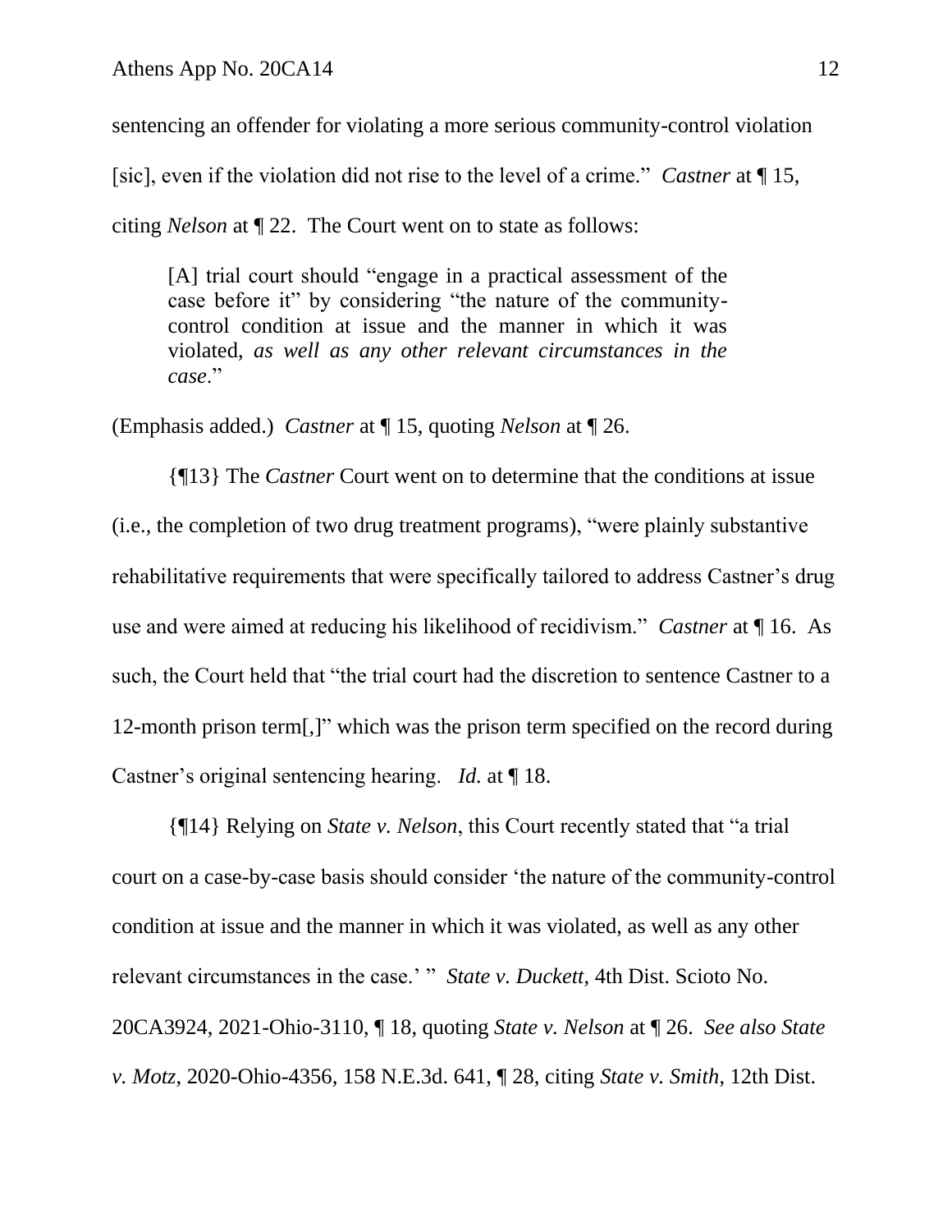sentencing an offender for violating a more serious community-control violation [sic], even if the violation did not rise to the level of a crime." *Castner* at ¶ 15, citing *Nelson* at ¶ 22. The Court went on to state as follows:

> [A] trial court should "engage in a practical assessment of the case before it" by considering "the nature of the community-control condition at issue and the manner in which it was violated, *as well as any other relevant circumstances in the case*."

(Emphasis added.) *Castner* at ¶ 15, quoting *Nelson* at ¶ 26.

{¶13} The *Castner* Court went on to determine that the conditions at issue (i.e., the completion of two drug treatment programs), "were plainly substantive rehabilitative requirements that were specifically tailored to address Castner's drug use and were aimed at reducing his likelihood of recidivism." *Castner* at ¶ 16. As such, the Court held that "the trial court had the discretion to sentence Castner to a 12-month prison term[,]" which was the prison term specified on the record during Castner's original sentencing hearing. *Id.* at ¶ 18.

{¶14} Relying on *State v. Nelson*, this Court recently stated that "a trial court on a case-by-case basis should consider 'the nature of the community-control condition at issue and the manner in which it was violated, as well as any other relevant circumstances in the case.' " *State v. Duckett*, 4th Dist. Scioto No. 20CA3924, 2021-Ohio-3110, ¶ 18, quoting *State v. Nelson* at ¶ 26. *See also State v. Motz*, 2020-Ohio-4356, 158 N.E.3d. 641, ¶ 28, citing *State v. Smith*, 12th Dist.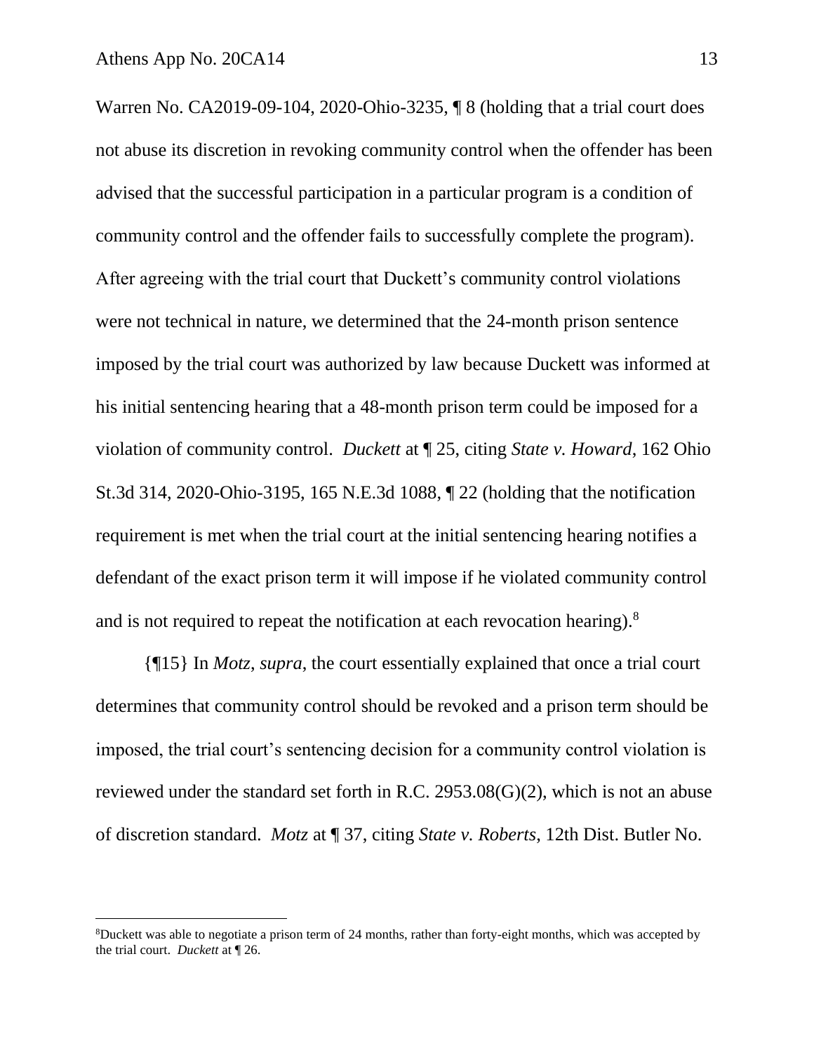Warren No. CA2019-09-104, 2020-Ohio-3235, ¶ 8 (holding that a trial court does not abuse its discretion in revoking community control when the offender has been advised that the successful participation in a particular program is a condition of community control and the offender fails to successfully complete the program). After agreeing with the trial court that Duckett's community control violations were not technical in nature, we determined that the 24-month prison sentence imposed by the trial court was authorized by law because Duckett was informed at his initial sentencing hearing that a 48-month prison term could be imposed for a violation of community control. *Duckett* at ¶ 25, citing *State v. Howard*, 162 Ohio St.3d 314, 2020-Ohio-3195, 165 N.E.3d 1088, ¶ 22 (holding that the notification requirement is met when the trial court at the initial sentencing hearing notifies a defendant of the exact prison term it will impose if he violated community control and is not required to repeat the notification at each revocation hearing).[8]

{¶15} In *Motz, supra*, the court essentially explained that once a trial court determines that community control should be revoked and a prison term should be imposed, the trial court's sentencing decision for a community control violation is reviewed under the standard set forth in R.C. 2953.08(G)(2), which is not an abuse of discretion standard. *Motz* at ¶ 37, citing *State v. Roberts*, 12th Dist. Butler No.

---

[8]Duckett was able to negotiate a prison term of 24 months, rather than forty-eight months, which was accepted by the trial court. *Duckett* at ¶ 26.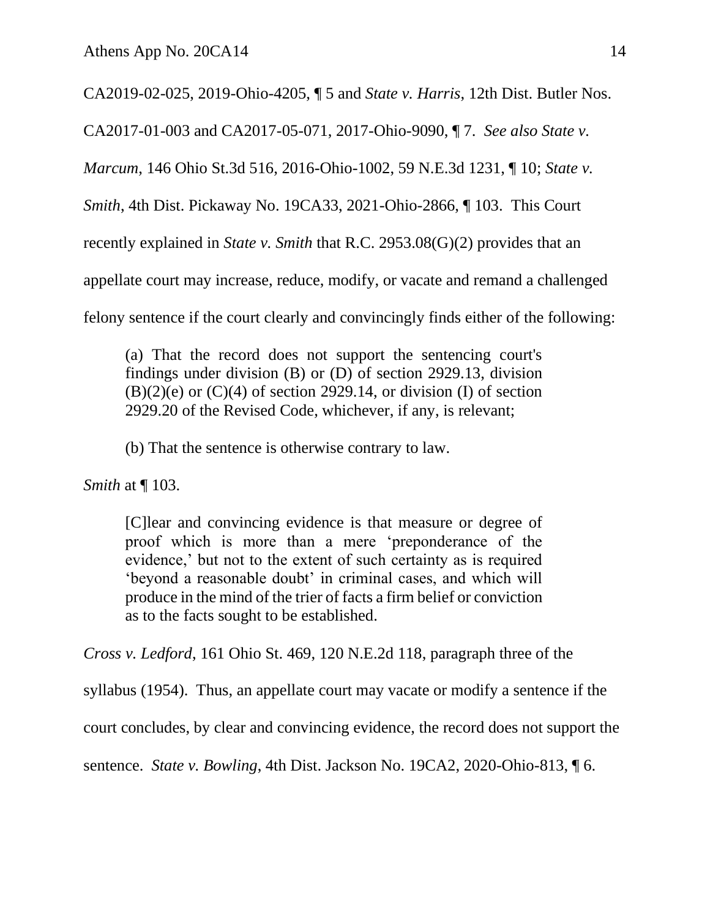CA2019-02-025, 2019-Ohio-4205, ¶ 5 and *State v. Harris*, 12th Dist. Butler Nos. CA2017-01-003 and CA2017-05-071, 2017-Ohio-9090, ¶ 7. *See also State v. Marcum*, 146 Ohio St.3d 516, 2016-Ohio-1002, 59 N.E.3d 1231, ¶ 10; *State v. Smith*, 4th Dist. Pickaway No. 19CA33, 2021-Ohio-2866, ¶ 103. This Court recently explained in *State v. Smith* that R.C. 2953.08(G)(2) provides that an appellate court may increase, reduce, modify, or vacate and remand a challenged felony sentence if the court clearly and convincingly finds either of the following:

> (a) That the record does not support the sentencing court's findings under division (B) or (D) of section 2929.13, division (B)(2)(e) or (C)(4) of section 2929.14, or division (I) of section 2929.20 of the Revised Code, whichever, if any, is relevant;
>
> (b) That the sentence is otherwise contrary to law.

*Smith* at ¶ 103.

> [C]lear and convincing evidence is that measure or degree of proof which is more than a mere 'preponderance of the evidence,' but not to the extent of such certainty as is required 'beyond a reasonable doubt' in criminal cases, and which will produce in the mind of the trier of facts a firm belief or conviction as to the facts sought to be established.

*Cross v. Ledford*, 161 Ohio St. 469, 120 N.E.2d 118, paragraph three of the syllabus (1954). Thus, an appellate court may vacate or modify a sentence if the court concludes, by clear and convincing evidence, the record does not support the sentence. *State v. Bowling*, 4th Dist. Jackson No. 19CA2, 2020-Ohio-813, ¶ 6.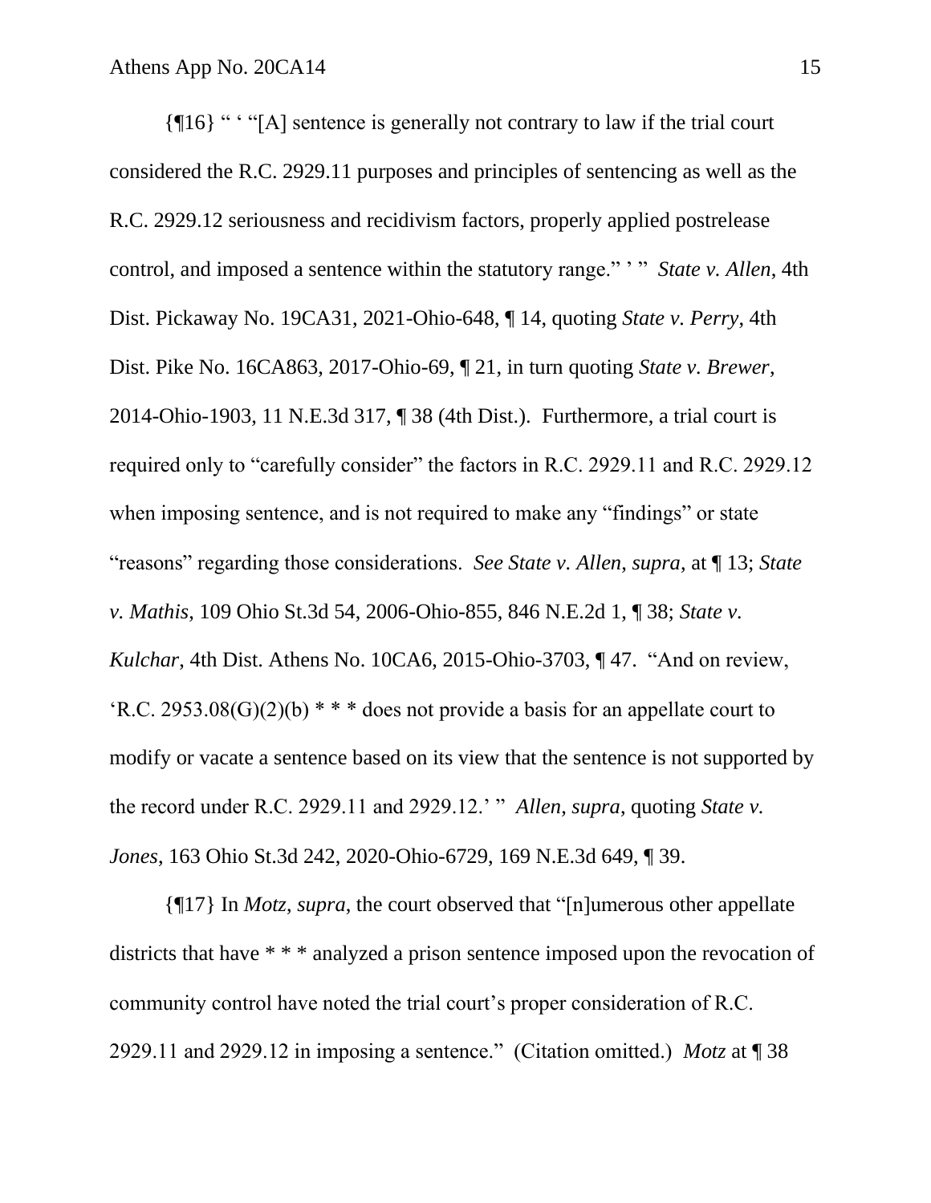{¶16} " ' "[A] sentence is generally not contrary to law if the trial court considered the R.C. 2929.11 purposes and principles of sentencing as well as the R.C. 2929.12 seriousness and recidivism factors, properly applied postrelease control, and imposed a sentence within the statutory range." ' " *State v. Allen*, 4th Dist. Pickaway No. 19CA31, 2021-Ohio-648, ¶ 14, quoting *State v. Perry*, 4th Dist. Pike No. 16CA863, 2017-Ohio-69, ¶ 21, in turn quoting *State v. Brewer*, 2014-Ohio-1903, 11 N.E.3d 317, ¶ 38 (4th Dist.). Furthermore, a trial court is required only to "carefully consider" the factors in R.C. 2929.11 and R.C. 2929.12 when imposing sentence, and is not required to make any "findings" or state "reasons" regarding those considerations. *See State v. Allen*, *supra*, at ¶ 13; *State v. Mathis*, 109 Ohio St.3d 54, 2006-Ohio-855, 846 N.E.2d 1, ¶ 38; *State v. Kulchar*, 4th Dist. Athens No. 10CA6, 2015-Ohio-3703, ¶ 47. "And on review, 'R.C. 2953.08(G)(2)(b) * * * does not provide a basis for an appellate court to modify or vacate a sentence based on its view that the sentence is not supported by the record under R.C. 2929.11 and 2929.12.' " *Allen*, *supra*, quoting *State v. Jones*, 163 Ohio St.3d 242, 2020-Ohio-6729, 169 N.E.3d 649, ¶ 39.

{¶17} In *Motz*, *supra*, the court observed that "[n]umerous other appellate districts that have * * * analyzed a prison sentence imposed upon the revocation of community control have noted the trial court's proper consideration of R.C. 2929.11 and 2929.12 in imposing a sentence." (Citation omitted.) *Motz* at ¶ 38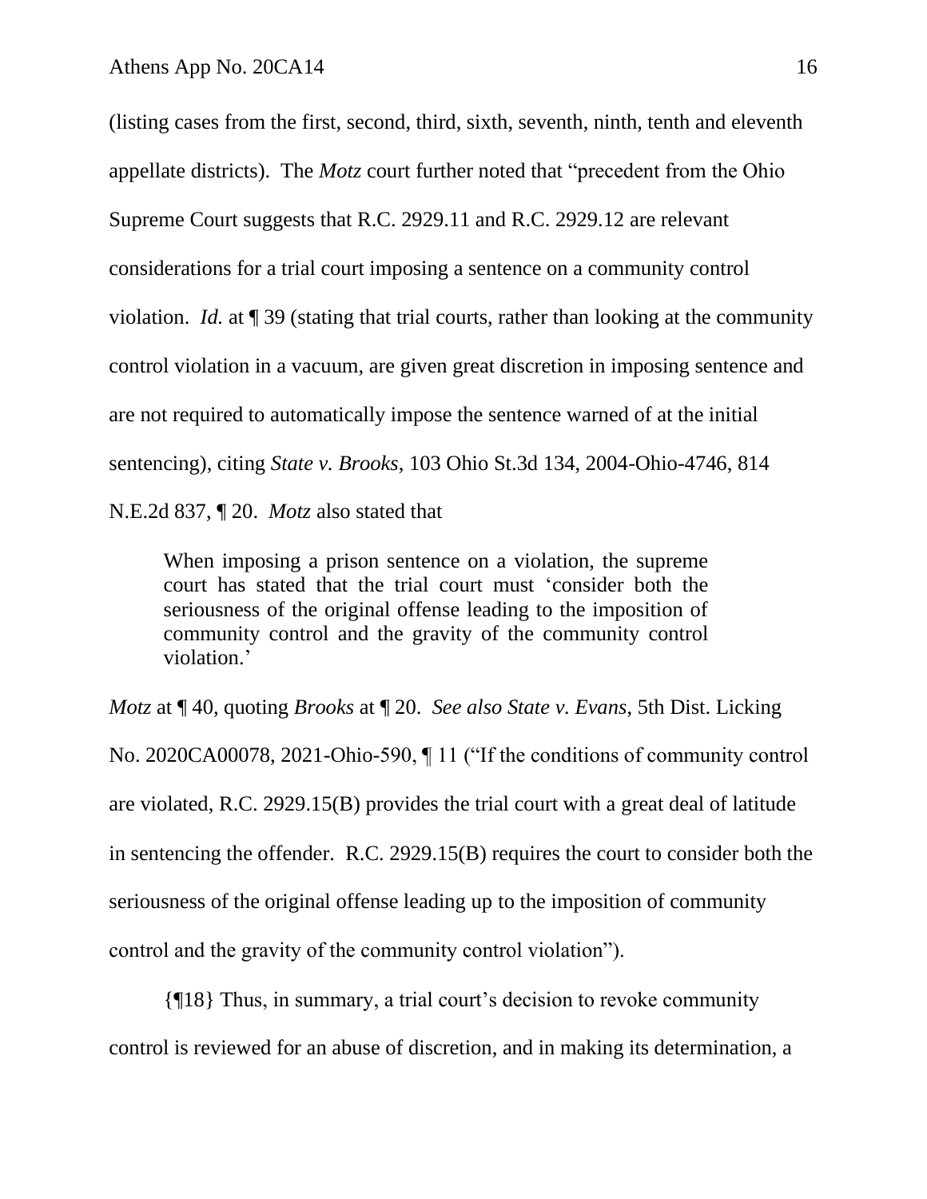(listing cases from the first, second, third, sixth, seventh, ninth, tenth and eleventh appellate districts). The *Motz* court further noted that "precedent from the Ohio Supreme Court suggests that R.C. 2929.11 and R.C. 2929.12 are relevant considerations for a trial court imposing a sentence on a community control violation. *Id.* at ¶ 39 (stating that trial courts, rather than looking at the community control violation in a vacuum, are given great discretion in imposing sentence and are not required to automatically impose the sentence warned of at the initial sentencing), citing *State v. Brooks*, 103 Ohio St.3d 134, 2004-Ohio-4746, 814 N.E.2d 837, ¶ 20. *Motz* also stated that

> When imposing a prison sentence on a violation, the supreme court has stated that the trial court must 'consider both the seriousness of the original offense leading to the imposition of community control and the gravity of the community control violation.'

*Motz* at ¶ 40, quoting *Brooks* at ¶ 20. *See also State v. Evans*, 5th Dist. Licking No. 2020CA00078, 2021-Ohio-590, ¶ 11 ("If the conditions of community control are violated, R.C. 2929.15(B) provides the trial court with a great deal of latitude in sentencing the offender. R.C. 2929.15(B) requires the court to consider both the seriousness of the original offense leading up to the imposition of community control and the gravity of the community control violation").

{¶18} Thus, in summary, a trial court's decision to revoke community control is reviewed for an abuse of discretion, and in making its determination, a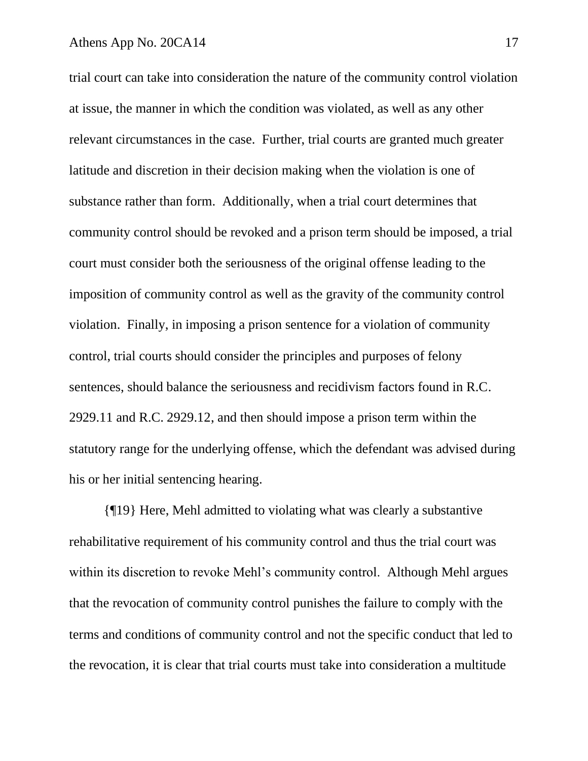trial court can take into consideration the nature of the community control violation at issue, the manner in which the condition was violated, as well as any other relevant circumstances in the case. Further, trial courts are granted much greater latitude and discretion in their decision making when the violation is one of substance rather than form. Additionally, when a trial court determines that community control should be revoked and a prison term should be imposed, a trial court must consider both the seriousness of the original offense leading to the imposition of community control as well as the gravity of the community control violation. Finally, in imposing a prison sentence for a violation of community control, trial courts should consider the principles and purposes of felony sentences, should balance the seriousness and recidivism factors found in R.C. 2929.11 and R.C. 2929.12, and then should impose a prison term within the statutory range for the underlying offense, which the defendant was advised during his or her initial sentencing hearing.

{¶19} Here, Mehl admitted to violating what was clearly a substantive rehabilitative requirement of his community control and thus the trial court was within its discretion to revoke Mehl's community control. Although Mehl argues that the revocation of community control punishes the failure to comply with the terms and conditions of community control and not the specific conduct that led to the revocation, it is clear that trial courts must take into consideration a multitude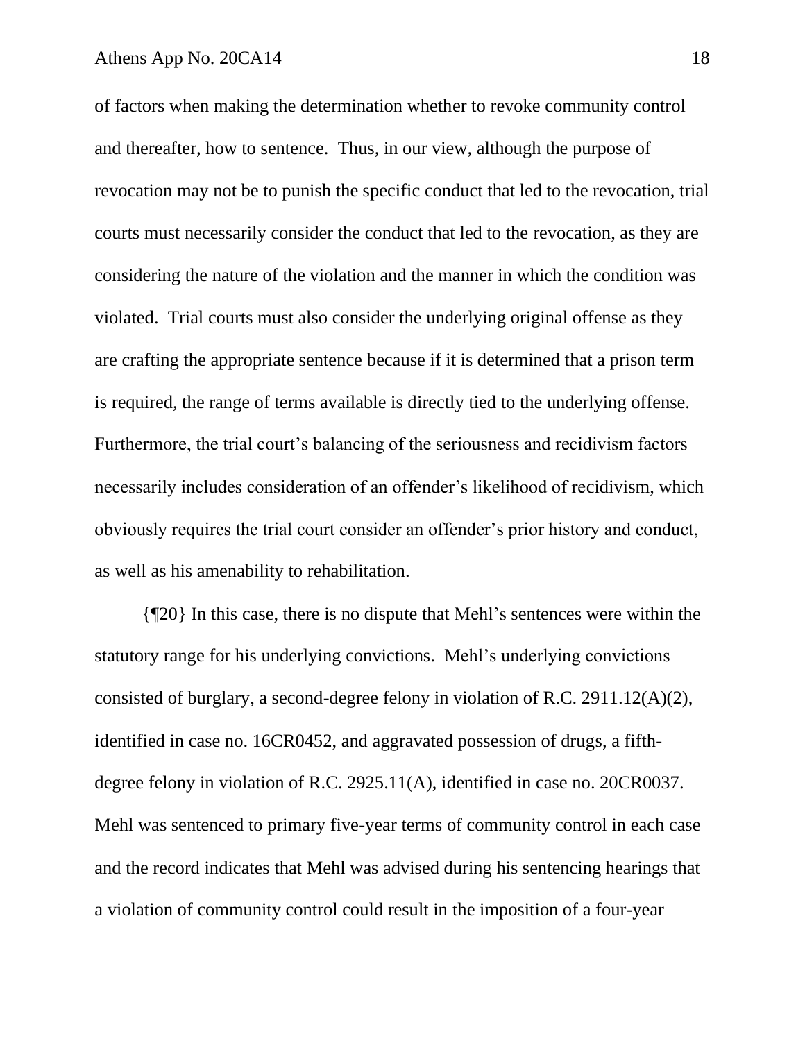of factors when making the determination whether to revoke community control and thereafter, how to sentence. Thus, in our view, although the purpose of revocation may not be to punish the specific conduct that led to the revocation, trial courts must necessarily consider the conduct that led to the revocation, as they are considering the nature of the violation and the manner in which the condition was violated. Trial courts must also consider the underlying original offense as they are crafting the appropriate sentence because if it is determined that a prison term is required, the range of terms available is directly tied to the underlying offense. Furthermore, the trial court's balancing of the seriousness and recidivism factors necessarily includes consideration of an offender's likelihood of recidivism, which obviously requires the trial court consider an offender's prior history and conduct, as well as his amenability to rehabilitation.

{¶20} In this case, there is no dispute that Mehl's sentences were within the statutory range for his underlying convictions. Mehl's underlying convictions consisted of burglary, a second-degree felony in violation of R.C. 2911.12(A)(2), identified in case no. 16CR0452, and aggravated possession of drugs, a fifth-degree felony in violation of R.C. 2925.11(A), identified in case no. 20CR0037. Mehl was sentenced to primary five-year terms of community control in each case and the record indicates that Mehl was advised during his sentencing hearings that a violation of community control could result in the imposition of a four-year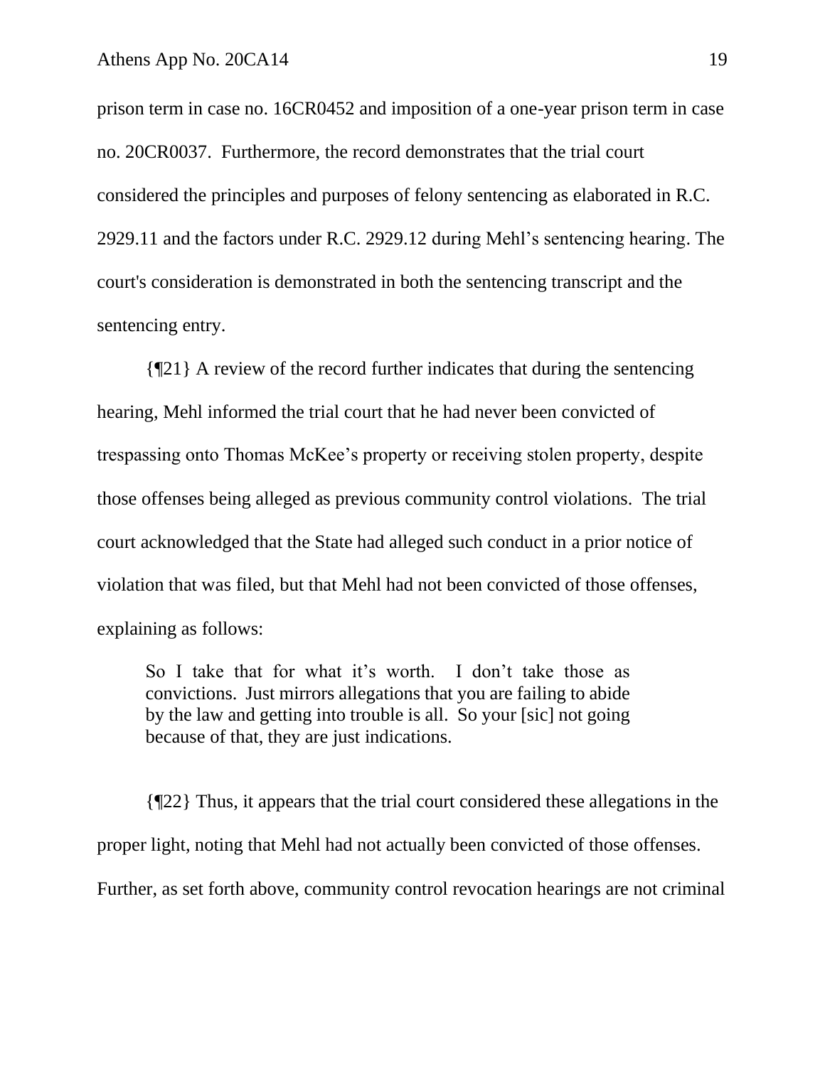prison term in case no. 16CR0452 and imposition of a one-year prison term in case no. 20CR0037. Furthermore, the record demonstrates that the trial court considered the principles and purposes of felony sentencing as elaborated in R.C. 2929.11 and the factors under R.C. 2929.12 during Mehl's sentencing hearing. The court's consideration is demonstrated in both the sentencing transcript and the sentencing entry.

{¶21} A review of the record further indicates that during the sentencing hearing, Mehl informed the trial court that he had never been convicted of trespassing onto Thomas McKee's property or receiving stolen property, despite those offenses being alleged as previous community control violations. The trial court acknowledged that the State had alleged such conduct in a prior notice of violation that was filed, but that Mehl had not been convicted of those offenses, explaining as follows:

> So I take that for what it's worth. I don't take those as convictions. Just mirrors allegations that you are failing to abide by the law and getting into trouble is all. So your [sic] not going because of that, they are just indications.

{¶22} Thus, it appears that the trial court considered these allegations in the proper light, noting that Mehl had not actually been convicted of those offenses. Further, as set forth above, community control revocation hearings are not criminal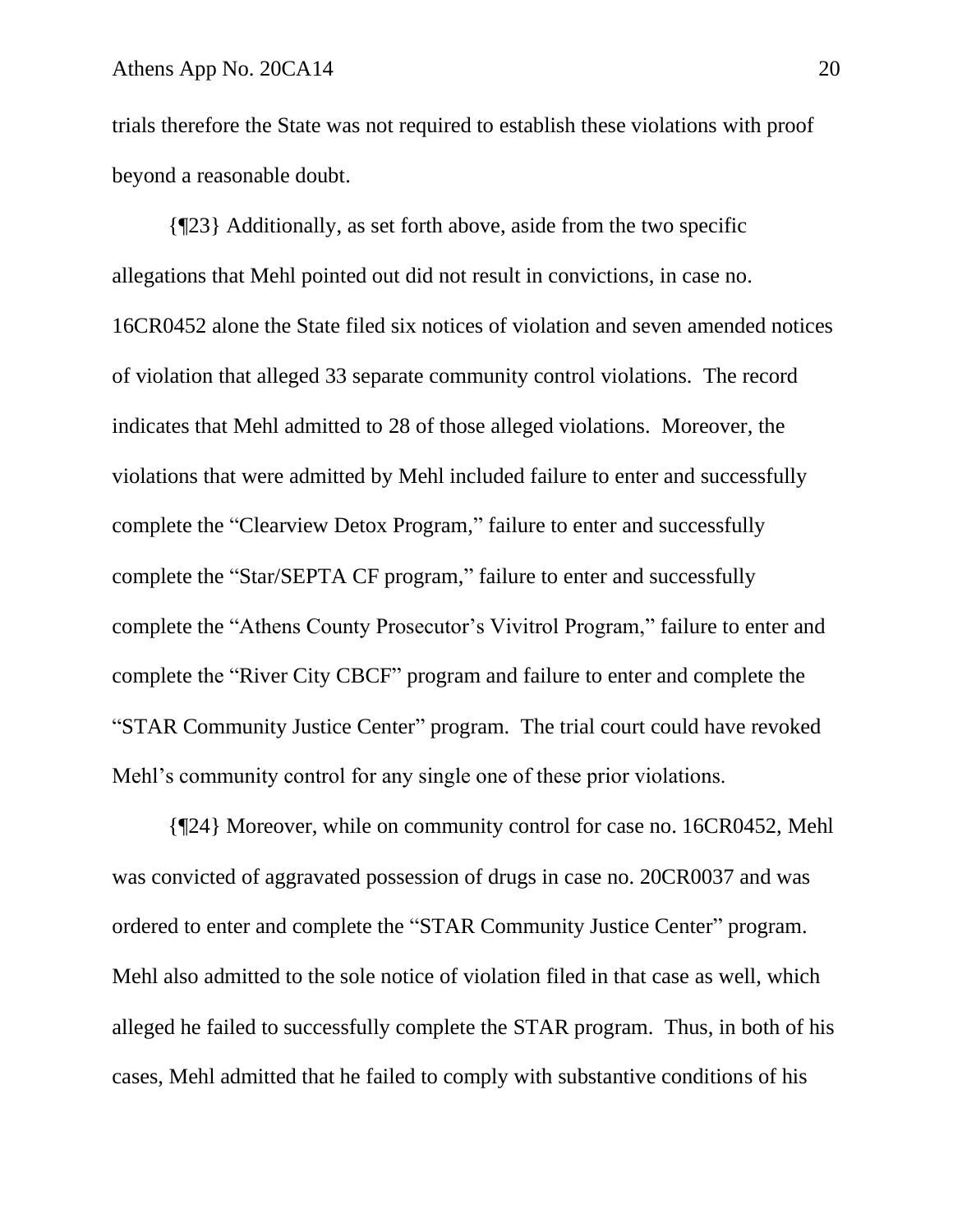trials therefore the State was not required to establish these violations with proof beyond a reasonable doubt.

{¶23} Additionally, as set forth above, aside from the two specific allegations that Mehl pointed out did not result in convictions, in case no. 16CR0452 alone the State filed six notices of violation and seven amended notices of violation that alleged 33 separate community control violations. The record indicates that Mehl admitted to 28 of those alleged violations. Moreover, the violations that were admitted by Mehl included failure to enter and successfully complete the "Clearview Detox Program," failure to enter and successfully complete the "Star/SEPTA CF program," failure to enter and successfully complete the "Athens County Prosecutor's Vivitrol Program," failure to enter and complete the "River City CBCF" program and failure to enter and complete the "STAR Community Justice Center" program. The trial court could have revoked Mehl's community control for any single one of these prior violations.

{¶24} Moreover, while on community control for case no. 16CR0452, Mehl was convicted of aggravated possession of drugs in case no. 20CR0037 and was ordered to enter and complete the "STAR Community Justice Center" program. Mehl also admitted to the sole notice of violation filed in that case as well, which alleged he failed to successfully complete the STAR program. Thus, in both of his cases, Mehl admitted that he failed to comply with substantive conditions of his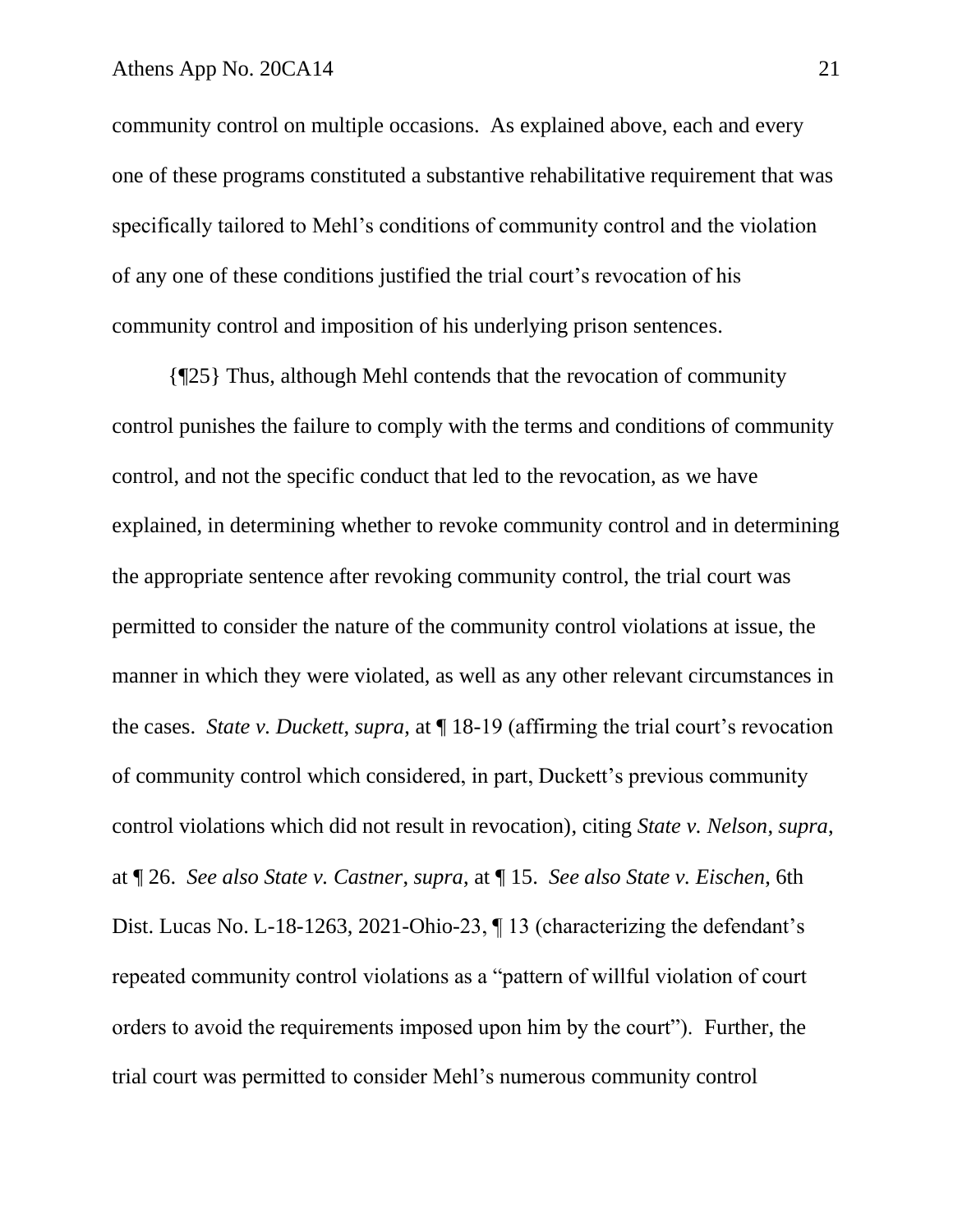community control on multiple occasions. As explained above, each and every one of these programs constituted a substantive rehabilitative requirement that was specifically tailored to Mehl's conditions of community control and the violation of any one of these conditions justified the trial court's revocation of his community control and imposition of his underlying prison sentences.

{¶25} Thus, although Mehl contends that the revocation of community control punishes the failure to comply with the terms and conditions of community control, and not the specific conduct that led to the revocation, as we have explained, in determining whether to revoke community control and in determining the appropriate sentence after revoking community control, the trial court was permitted to consider the nature of the community control violations at issue, the manner in which they were violated, as well as any other relevant circumstances in the cases. *State v. Duckett*, *supra*, at ¶ 18-19 (affirming the trial court's revocation of community control which considered, in part, Duckett's previous community control violations which did not result in revocation), citing *State v. Nelson*, *supra*, at ¶ 26. *See also State v. Castner*, *supra*, at ¶ 15. *See also State v. Eischen*, 6th Dist. Lucas No. L-18-1263, 2021-Ohio-23, ¶ 13 (characterizing the defendant's repeated community control violations as a "pattern of willful violation of court orders to avoid the requirements imposed upon him by the court"). Further, the trial court was permitted to consider Mehl's numerous community control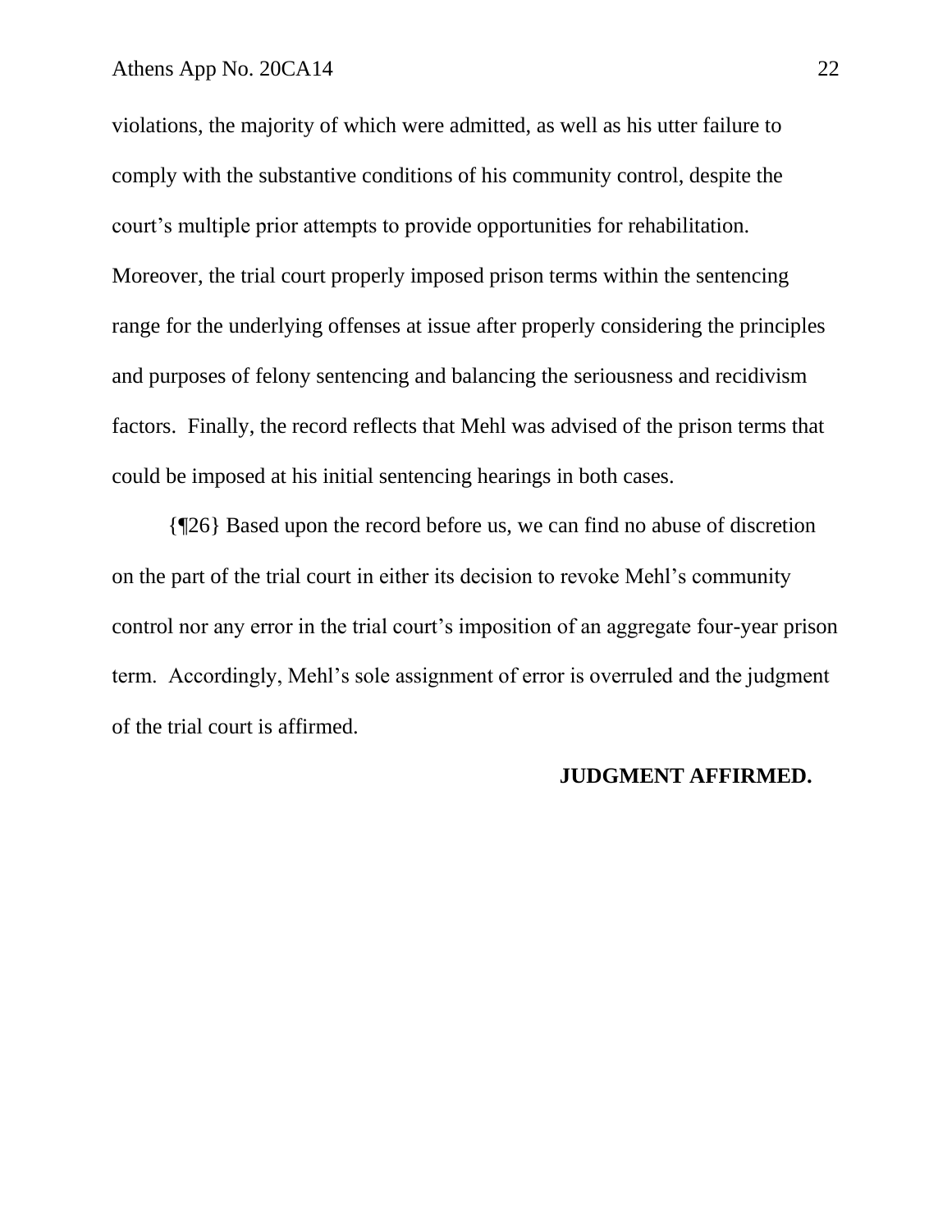violations, the majority of which were admitted, as well as his utter failure to comply with the substantive conditions of his community control, despite the court's multiple prior attempts to provide opportunities for rehabilitation. Moreover, the trial court properly imposed prison terms within the sentencing range for the underlying offenses at issue after properly considering the principles and purposes of felony sentencing and balancing the seriousness and recidivism factors. Finally, the record reflects that Mehl was advised of the prison terms that could be imposed at his initial sentencing hearings in both cases.

{¶26} Based upon the record before us, we can find no abuse of discretion on the part of the trial court in either its decision to revoke Mehl's community control nor any error in the trial court's imposition of an aggregate four-year prison term. Accordingly, Mehl's sole assignment of error is overruled and the judgment of the trial court is affirmed.

**JUDGMENT AFFIRMED.**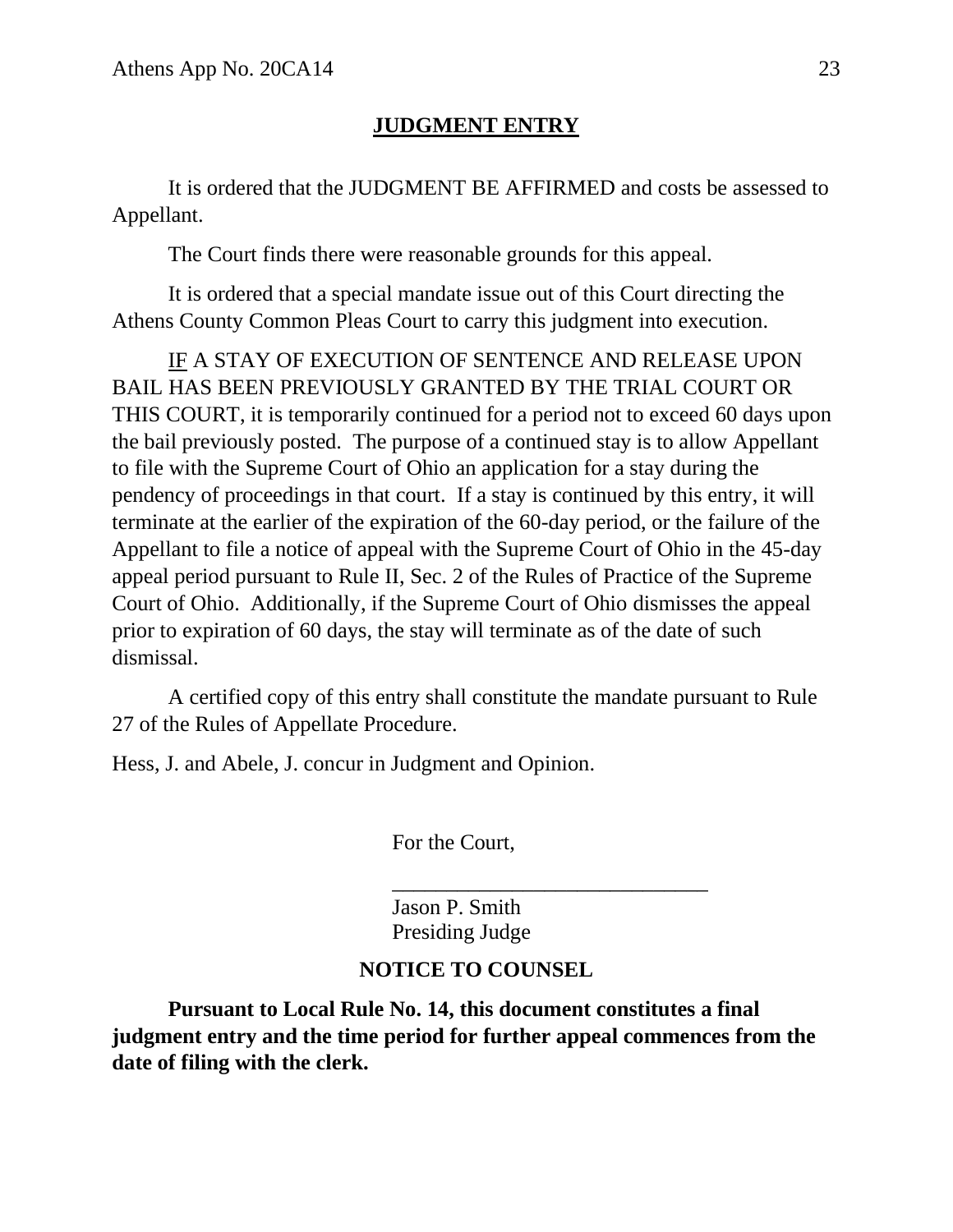## JUDGMENT ENTRY

It is ordered that the JUDGMENT BE AFFIRMED and costs be assessed to Appellant.

The Court finds there were reasonable grounds for this appeal.

It is ordered that a special mandate issue out of this Court directing the Athens County Common Pleas Court to carry this judgment into execution.

IF A STAY OF EXECUTION OF SENTENCE AND RELEASE UPON BAIL HAS BEEN PREVIOUSLY GRANTED BY THE TRIAL COURT OR THIS COURT, it is temporarily continued for a period not to exceed 60 days upon the bail previously posted. The purpose of a continued stay is to allow Appellant to file with the Supreme Court of Ohio an application for a stay during the pendency of proceedings in that court. If a stay is continued by this entry, it will terminate at the earlier of the expiration of the 60-day period, or the failure of the Appellant to file a notice of appeal with the Supreme Court of Ohio in the 45-day appeal period pursuant to Rule II, Sec. 2 of the Rules of Practice of the Supreme Court of Ohio. Additionally, if the Supreme Court of Ohio dismisses the appeal prior to expiration of 60 days, the stay will terminate as of the date of such dismissal.

A certified copy of this entry shall constitute the mandate pursuant to Rule 27 of the Rules of Appellate Procedure.

Hess, J. and Abele, J. concur in Judgment and Opinion.

For the Court,

______________________________
Jason P. Smith
Presiding Judge

**NOTICE TO COUNSEL**

**Pursuant to Local Rule No. 14, this document constitutes a final judgment entry and the time period for further appeal commences from the date of filing with the clerk.**